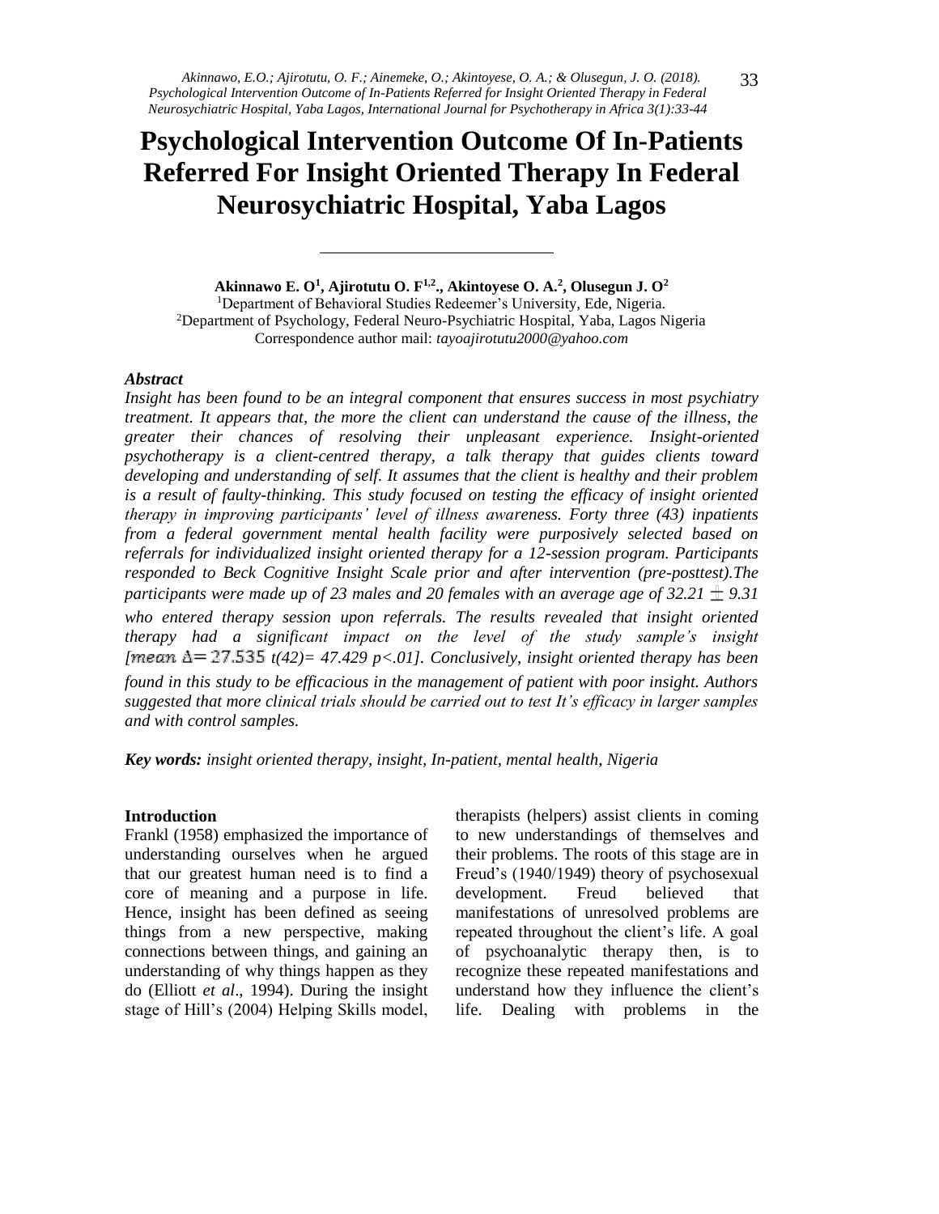# Psychological Intervention Outcome Of In-Patients Referred For Insight Oriented Therapy In Federal Neurosychiatric Hospital, Yaba Lagos

**Akinnawo E. O[1], Ajirotutu O. F[1,2]., Akintoyese O. A.[2], Olusegun J. O[2]**

[1]Department of Behavioral Studies Redeemer's University, Ede, Nigeria.
[2]Department of Psychology, Federal Neuro-Psychiatric Hospital, Yaba, Lagos Nigeria
Correspondence author mail: *tayoajirotutu2000@yahoo.com*

### *Abstract*

*Insight has been found to be an integral component that ensures success in most psychiatry treatment. It appears that, the more the client can understand the cause of the illness, the greater their chances of resolving their unpleasant experience. Insight-oriented psychotherapy is a client-centred therapy, a talk therapy that guides clients toward developing and understanding of self. It assumes that the client is healthy and their problem is a result of faulty-thinking. This study focused on testing the efficacy of insight oriented therapy in improving participants' level of illness awareness. Forty three (43) inpatients from a federal government mental health facility were purposively selected based on referrals for individualized insight oriented therapy for a 12-session program. Participants responded to Beck Cognitive Insight Scale prior and after intervention (pre-posttest).The participants were made up of 23 males and 20 females with an average age of 32.21 $\pm$ 9.31 who entered therapy session upon referrals. The results revealed that insight oriented therapy had a significant impact on the level of the study sample's insight [mean $\Delta = 27.535$ $t(42) = 47.429$ $p<.01$]. Conclusively, insight oriented therapy has been found in this study to be efficacious in the management of patient with poor insight. Authors suggested that more clinical trials should be carried out to test It's efficacy in larger samples and with control samples.*

***Key words:*** *insight oriented therapy, insight, In-patient, mental health, Nigeria*

### Introduction

Frankl (1958) emphasized the importance of understanding ourselves when he argued that our greatest human need is to find a core of meaning and a purpose in life. Hence, insight has been defined as seeing things from a new perspective, making connections between things, and gaining an understanding of why things happen as they do (Elliott *et al*., 1994). During the insight stage of Hill's (2004) Helping Skills model, therapists (helpers) assist clients in coming to new understandings of themselves and their problems. The roots of this stage are in Freud's (1940/1949) theory of psychosexual development. Freud believed that manifestations of unresolved problems are repeated throughout the client's life. A goal of psychoanalytic therapy then, is to recognize these repeated manifestations and understand how they influence the client's life. Dealing with problems in the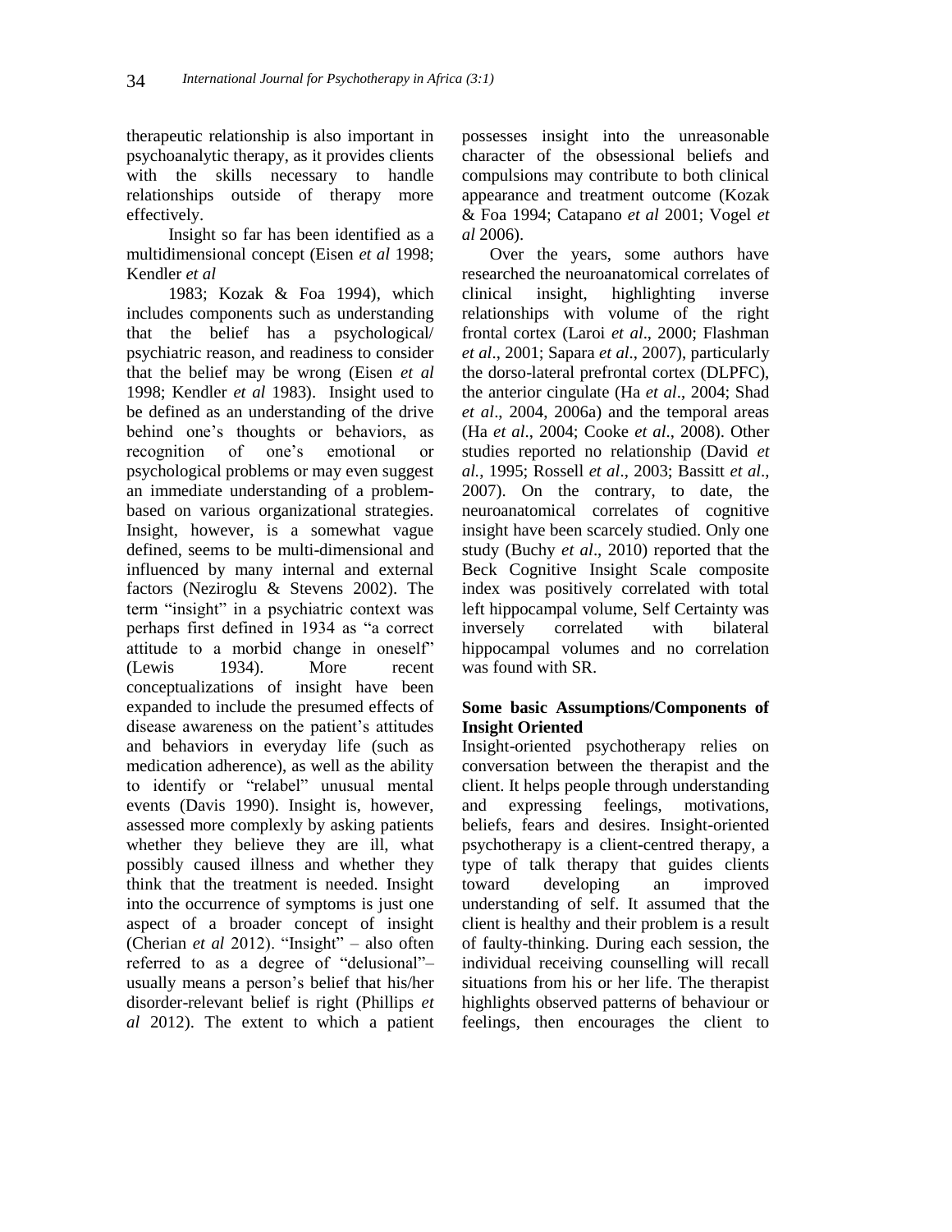therapeutic relationship is also important in psychoanalytic therapy, as it provides clients with the skills necessary to handle relationships outside of therapy more effectively.

Insight so far has been identified as a multidimensional concept (Eisen *et al* 1998; Kendler *et al* 1983; Kozak & Foa 1994), which includes components such as understanding that the belief has a psychological/ psychiatric reason, and readiness to consider that the belief may be wrong (Eisen *et al* 1998; Kendler *et al* 1983). Insight used to be defined as an understanding of the drive behind one's thoughts or behaviors, as recognition of one's emotional or psychological problems or may even suggest an immediate understanding of a problem-based on various organizational strategies. Insight, however, is a somewhat vague defined, seems to be multi-dimensional and influenced by many internal and external factors (Neziroglu & Stevens 2002). The term "insight" in a psychiatric context was perhaps first defined in 1934 as "a correct attitude to a morbid change in oneself" (Lewis 1934). More recent conceptualizations of insight have been expanded to include the presumed effects of disease awareness on the patient's attitudes and behaviors in everyday life (such as medication adherence), as well as the ability to identify or "relabel" unusual mental events (Davis 1990). Insight is, however, assessed more complexly by asking patients whether they believe they are ill, what possibly caused illness and whether they think that the treatment is needed. Insight into the occurrence of symptoms is just one aspect of a broader concept of insight (Cherian *et al* 2012). "Insight" – also often referred to as a degree of "delusional"– usually means a person's belief that his/her disorder-relevant belief is right (Phillips *et al* 2012). The extent to which a patient possesses insight into the unreasonable character of the obsessional beliefs and compulsions may contribute to both clinical appearance and treatment outcome (Kozak & Foa 1994; Catapano *et al* 2001; Vogel *et al* 2006).

Over the years, some authors have researched the neuroanatomical correlates of clinical insight, highlighting inverse relationships with volume of the right frontal cortex (Laroi *et al*., 2000; Flashman *et al*., 2001; Sapara *et al*., 2007), particularly the dorso-lateral prefrontal cortex (DLPFC), the anterior cingulate (Ha *et al*., 2004; Shad *et al*., 2004, 2006a) and the temporal areas (Ha *et al*., 2004; Cooke *et al*., 2008). Other studies reported no relationship (David *et al.*, 1995; Rossell *et al*., 2003; Bassitt *et al*., 2007). On the contrary, to date, the neuroanatomical correlates of cognitive insight have been scarcely studied. Only one study (Buchy *et al*., 2010) reported that the Beck Cognitive Insight Scale composite index was positively correlated with total left hippocampal volume, Self Certainty was inversely correlated with bilateral hippocampal volumes and no correlation was found with SR.

**Some basic Assumptions/Components of Insight Oriented**

Insight-oriented psychotherapy relies on conversation between the therapist and the client. It helps people through understanding and expressing feelings, motivations, beliefs, fears and desires. Insight-oriented psychotherapy is a client-centred therapy, a type of talk therapy that guides clients toward developing an improved understanding of self. It assumed that the client is healthy and their problem is a result of faulty-thinking. During each session, the individual receiving counselling will recall situations from his or her life. The therapist highlights observed patterns of behaviour or feelings, then encourages the client to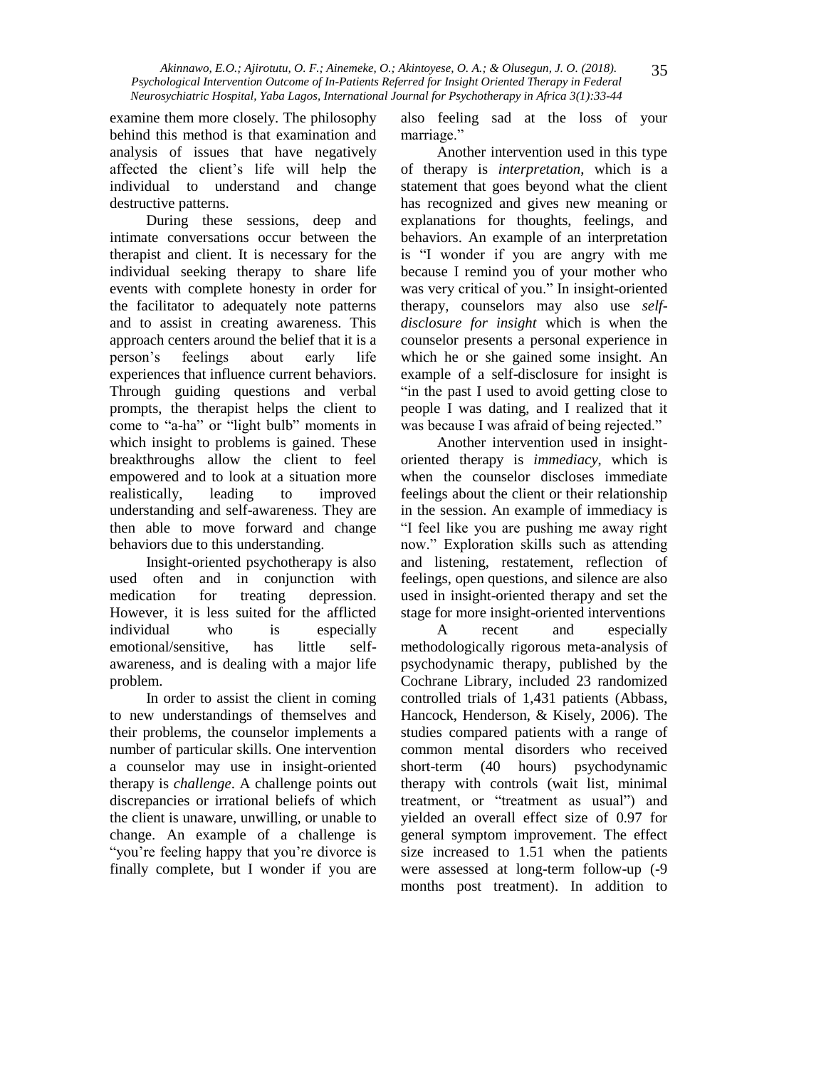examine them more closely. The philosophy behind this method is that examination and analysis of issues that have negatively affected the client's life will help the individual to understand and change destructive patterns.

During these sessions, deep and intimate conversations occur between the therapist and client. It is necessary for the individual seeking therapy to share life events with complete honesty in order for the facilitator to adequately note patterns and to assist in creating awareness. This approach centers around the belief that it is a person's feelings about early life experiences that influence current behaviors. Through guiding questions and verbal prompts, the therapist helps the client to come to "a-ha" or "light bulb" moments in which insight to problems is gained. These breakthroughs allow the client to feel empowered and to look at a situation more realistically, leading to improved understanding and self-awareness. They are then able to move forward and change behaviors due to this understanding.

Insight-oriented psychotherapy is also used often and in conjunction with medication for treating depression. However, it is less suited for the afflicted individual who is especially emotional/sensitive, has little self-awareness, and is dealing with a major life problem.

In order to assist the client in coming to new understandings of themselves and their problems, the counselor implements a number of particular skills. One intervention a counselor may use in insight-oriented therapy is *challenge*. A challenge points out discrepancies or irrational beliefs of which the client is unaware, unwilling, or unable to change. An example of a challenge is "you're feeling happy that you're divorce is finally complete, but I wonder if you are also feeling sad at the loss of your marriage."

Another intervention used in this type of therapy is *interpretation*, which is a statement that goes beyond what the client has recognized and gives new meaning or explanations for thoughts, feelings, and behaviors. An example of an interpretation is "I wonder if you are angry with me because I remind you of your mother who was very critical of you." In insight-oriented therapy, counselors may also use *self-disclosure for insight* which is when the counselor presents a personal experience in which he or she gained some insight. An example of a self-disclosure for insight is "in the past I used to avoid getting close to people I was dating, and I realized that it was because I was afraid of being rejected."

Another intervention used in insight-oriented therapy is *immediacy*, which is when the counselor discloses immediate feelings about the client or their relationship in the session. An example of immediacy is "I feel like you are pushing me away right now." Exploration skills such as attending and listening, restatement, reflection of feelings, open questions, and silence are also used in insight-oriented therapy and set the stage for more insight-oriented interventions

A recent and especially methodologically rigorous meta-analysis of psychodynamic therapy, published by the Cochrane Library, included 23 randomized controlled trials of 1,431 patients (Abbass, Hancock, Henderson, & Kisely, 2006). The studies compared patients with a range of common mental disorders who received short-term (40 hours) psychodynamic therapy with controls (wait list, minimal treatment, or "treatment as usual") and yielded an overall effect size of 0.97 for general symptom improvement. The effect size increased to 1.51 when the patients were assessed at long-term follow-up (-9 months post treatment). In addition to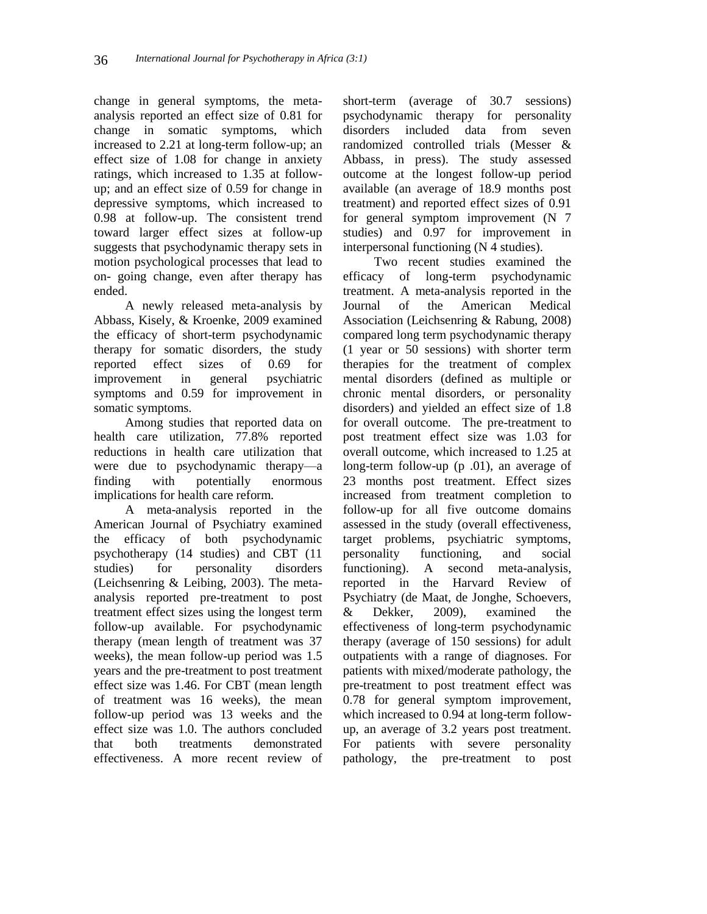change in general symptoms, the meta-analysis reported an effect size of 0.81 for change in somatic symptoms, which increased to 2.21 at long-term follow-up; an effect size of 1.08 for change in anxiety ratings, which increased to 1.35 at follow-up; and an effect size of 0.59 for change in depressive symptoms, which increased to 0.98 at follow-up. The consistent trend toward larger effect sizes at follow-up suggests that psychodynamic therapy sets in motion psychological processes that lead to on- going change, even after therapy has ended.

A newly released meta-analysis by Abbass, Kisely, & Kroenke, 2009 examined the efficacy of short-term psychodynamic therapy for somatic disorders, the study reported effect sizes of 0.69 for improvement in general psychiatric symptoms and 0.59 for improvement in somatic symptoms.

Among studies that reported data on health care utilization, 77.8% reported reductions in health care utilization that were due to psychodynamic therapy—a finding with potentially enormous implications for health care reform.

A meta-analysis reported in the American Journal of Psychiatry examined the efficacy of both psychodynamic psychotherapy (14 studies) and CBT (11 studies) for personality disorders (Leichsenring & Leibing, 2003). The meta-analysis reported pre-treatment to post treatment effect sizes using the longest term follow-up available. For psychodynamic therapy (mean length of treatment was 37 weeks), the mean follow-up period was 1.5 years and the pre-treatment to post treatment effect size was 1.46. For CBT (mean length of treatment was 16 weeks), the mean follow-up period was 13 weeks and the effect size was 1.0. The authors concluded that both treatments demonstrated effectiveness. A more recent review of short-term (average of 30.7 sessions) psychodynamic therapy for personality disorders included data from seven randomized controlled trials (Messer & Abbass, in press). The study assessed outcome at the longest follow-up period available (an average of 18.9 months post treatment) and reported effect sizes of 0.91 for general symptom improvement (N 7 studies) and 0.97 for improvement in interpersonal functioning (N 4 studies).

Two recent studies examined the efficacy of long-term psychodynamic treatment. A meta-analysis reported in the Journal of the American Medical Association (Leichsenring & Rabung, 2008) compared long term psychodynamic therapy (1 year or 50 sessions) with shorter term therapies for the treatment of complex mental disorders (defined as multiple or chronic mental disorders, or personality disorders) and yielded an effect size of 1.8 for overall outcome. The pre-treatment to post treatment effect size was 1.03 for overall outcome, which increased to 1.25 at long-term follow-up (p .01), an average of 23 months post treatment. Effect sizes increased from treatment completion to follow-up for all five outcome domains assessed in the study (overall effectiveness, target problems, psychiatric symptoms, personality functioning, and social functioning). A second meta-analysis, reported in the Harvard Review of Psychiatry (de Maat, de Jonghe, Schoevers, & Dekker, 2009), examined the effectiveness of long-term psychodynamic therapy (average of 150 sessions) for adult outpatients with a range of diagnoses. For patients with mixed/moderate pathology, the pre-treatment to post treatment effect was 0.78 for general symptom improvement, which increased to 0.94 at long-term follow-up, an average of 3.2 years post treatment. For patients with severe personality pathology, the pre-treatment to post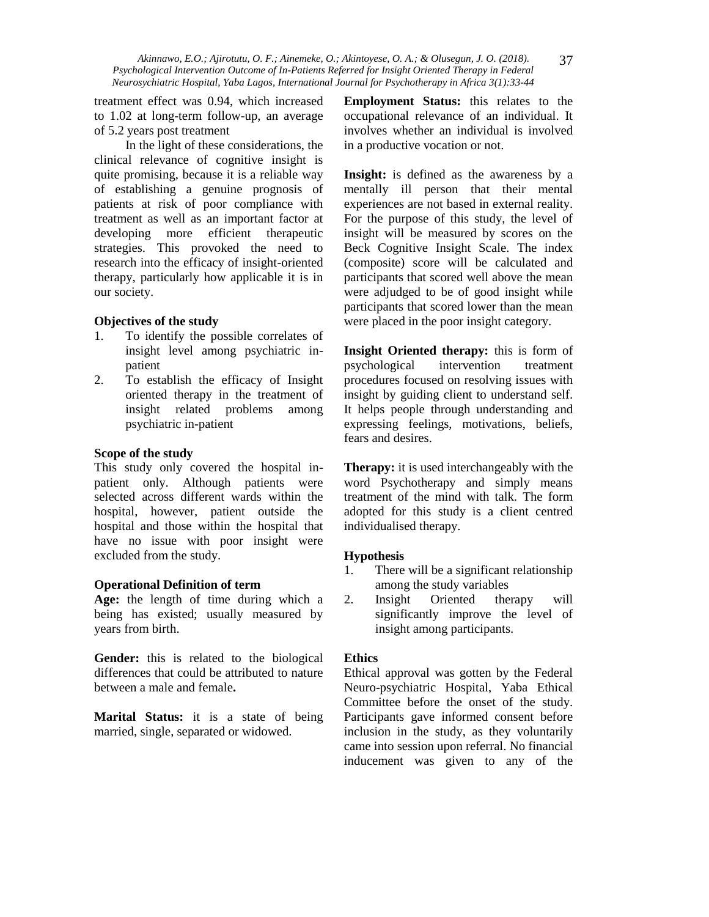treatment effect was 0.94, which increased to 1.02 at long-term follow-up, an average of 5.2 years post treatment

In the light of these considerations, the clinical relevance of cognitive insight is quite promising, because it is a reliable way of establishing a genuine prognosis of patients at risk of poor compliance with treatment as well as an important factor at developing more efficient therapeutic strategies. This provoked the need to research into the efficacy of insight-oriented therapy, particularly how applicable it is in our society.

### Objectives of the study

1. To identify the possible correlates of insight level among psychiatric in-patient
2. To establish the efficacy of Insight oriented therapy in the treatment of insight related problems among psychiatric in-patient

### Scope of the study

This study only covered the hospital in-patient only. Although patients were selected across different wards within the hospital, however, patient outside the hospital and those within the hospital that have no issue with poor insight were excluded from the study.

### Operational Definition of term

**Age:** the length of time during which a being has existed; usually measured by years from birth.

**Gender:** this is related to the biological differences that could be attributed to nature between a male and female**.**

**Marital Status:** it is a state of being married, single, separated or widowed.

**Employment Status:** this relates to the occupational relevance of an individual. It involves whether an individual is involved in a productive vocation or not.

**Insight:** is defined as the awareness by a mentally ill person that their mental experiences are not based in external reality. For the purpose of this study, the level of insight will be measured by scores on the Beck Cognitive Insight Scale. The index (composite) score will be calculated and participants that scored well above the mean were adjudged to be of good insight while participants that scored lower than the mean were placed in the poor insight category.

**Insight Oriented therapy:** this is form of psychological intervention treatment procedures focused on resolving issues with insight by guiding client to understand self. It helps people through understanding and expressing feelings, motivations, beliefs, fears and desires.

**Therapy:** it is used interchangeably with the word Psychotherapy and simply means treatment of the mind with talk. The form adopted for this study is a client centred individualised therapy.

### Hypothesis

1. There will be a significant relationship among the study variables
2. Insight Oriented therapy will significantly improve the level of insight among participants.

### Ethics

Ethical approval was gotten by the Federal Neuro-psychiatric Hospital, Yaba Ethical Committee before the onset of the study. Participants gave informed consent before inclusion in the study, as they voluntarily came into session upon referral. No financial inducement was given to any of the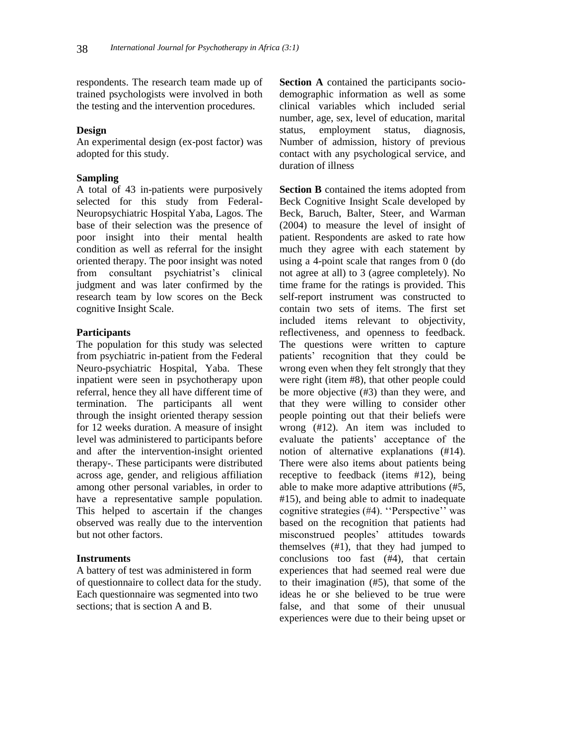respondents. The research team made up of trained psychologists were involved in both the testing and the intervention procedures.

**Design**

An experimental design (ex-post factor) was adopted for this study.

**Sampling**

A total of 43 in-patients were purposively selected for this study from Federal-Neuropsychiatric Hospital Yaba, Lagos. The base of their selection was the presence of poor insight into their mental health condition as well as referral for the insight oriented therapy. The poor insight was noted from consultant psychiatrist's clinical judgment and was later confirmed by the research team by low scores on the Beck cognitive Insight Scale.

**Participants**

The population for this study was selected from psychiatric in-patient from the Federal Neuro-psychiatric Hospital, Yaba. These inpatient were seen in psychotherapy upon referral, hence they all have different time of termination. The participants all went through the insight oriented therapy session for 12 weeks duration. A measure of insight level was administered to participants before and after the intervention-insight oriented therapy-. These participants were distributed across age, gender, and religious affiliation among other personal variables, in order to have a representative sample population. This helped to ascertain if the changes observed was really due to the intervention but not other factors.

**Instruments**

A battery of test was administered in form of questionnaire to collect data for the study. Each questionnaire was segmented into two sections; that is section A and B.

**Section A** contained the participants socio-demographic information as well as some clinical variables which included serial number, age, sex, level of education, marital status, employment status, diagnosis, Number of admission, history of previous contact with any psychological service, and duration of illness

**Section B** contained the items adopted from Beck Cognitive Insight Scale developed by Beck, Baruch, Balter, Steer, and Warman (2004) to measure the level of insight of patient. Respondents are asked to rate how much they agree with each statement by using a 4-point scale that ranges from 0 (do not agree at all) to 3 (agree completely). No time frame for the ratings is provided. This self-report instrument was constructed to contain two sets of items. The first set included items relevant to objectivity, reflectiveness, and openness to feedback. The questions were written to capture patients' recognition that they could be wrong even when they felt strongly that they were right (item #8), that other people could be more objective (#3) than they were, and that they were willing to consider other people pointing out that their beliefs were wrong (#12). An item was included to evaluate the patients' acceptance of the notion of alternative explanations (#14). There were also items about patients being receptive to feedback (items #12), being able to make more adaptive attributions (#5, #15), and being able to admit to inadequate cognitive strategies (#4). ''Perspective'' was based on the recognition that patients had misconstrued peoples' attitudes towards themselves (#1), that they had jumped to conclusions too fast (#4), that certain experiences that had seemed real were due to their imagination (#5), that some of the ideas he or she believed to be true were false, and that some of their unusual experiences were due to their being upset or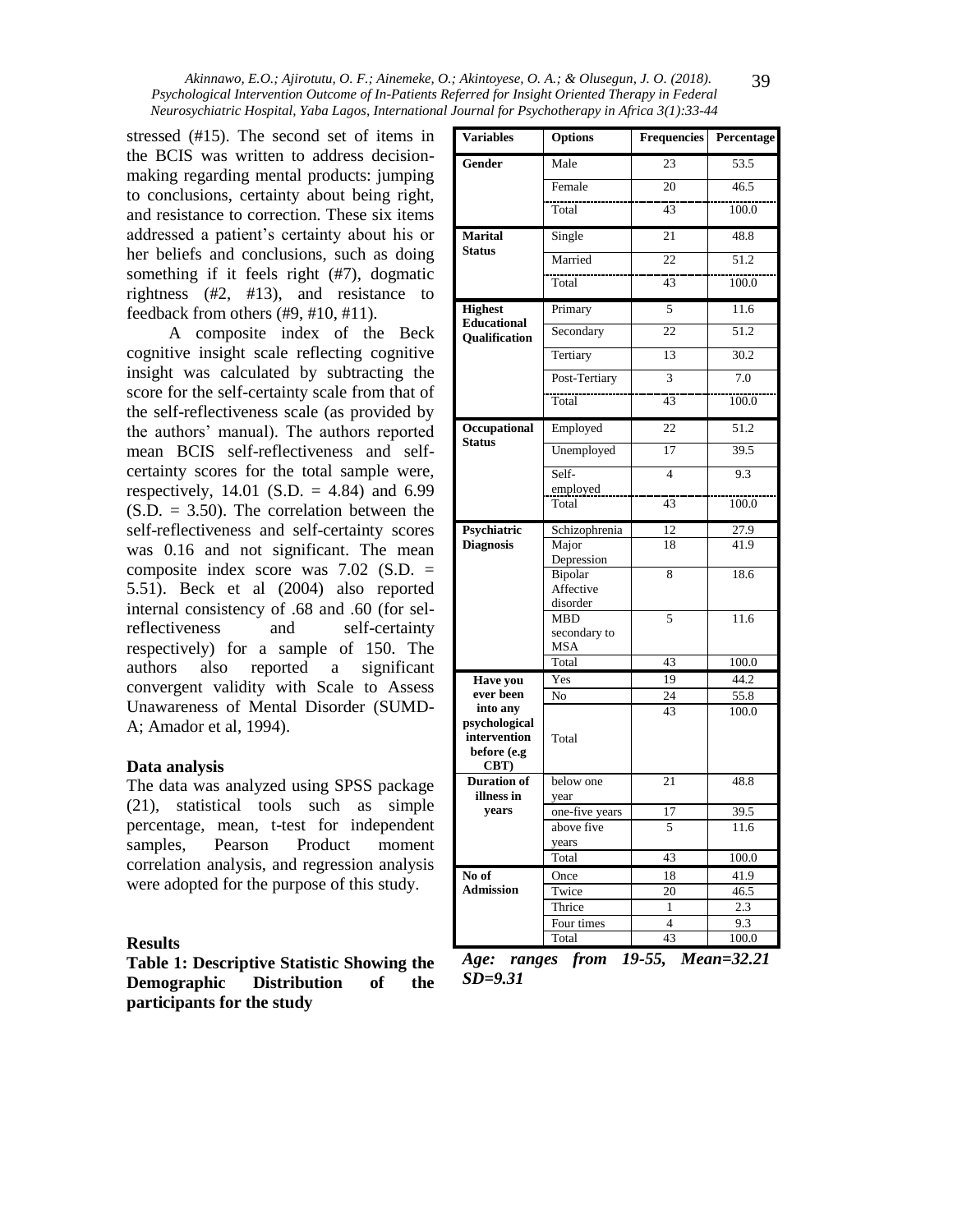stressed (#15). The second set of items in the BCIS was written to address decision-making regarding mental products: jumping to conclusions, certainty about being right, and resistance to correction. These six items addressed a patient's certainty about his or her beliefs and conclusions, such as doing something if it feels right (#7), dogmatic rightness (#2, #13), and resistance to feedback from others (#9, #10, #11).

A composite index of the Beck cognitive insight scale reflecting cognitive insight was calculated by subtracting the score for the self-certainty scale from that of the self-reflectiveness scale (as provided by the authors' manual). The authors reported mean BCIS self-reflectiveness and self-certainty scores for the total sample were, respectively, 14.01 (S.D. = 4.84) and 6.99 (S.D. = 3.50). The correlation between the self-reflectiveness and self-certainty scores was 0.16 and not significant. The mean composite index score was 7.02 (S.D. = 5.51). Beck et al (2004) also reported internal consistency of .68 and .60 (for sel-reflectiveness and self-certainty respectively) for a sample of 150. The authors also reported a significant convergent validity with Scale to Assess Unawareness of Mental Disorder (SUMD-A; Amador et al, 1994).

### Data analysis

The data was analyzed using SPSS package (21), statistical tools such as simple percentage, mean, t-test for independent samples, Pearson Product moment correlation analysis, and regression analysis were adopted for the purpose of this study.

### Results

**Table 1: Descriptive Statistic Showing the Demographic Distribution of the participants for the study**

| Variables | Options | Frequencies | Percentage |
|---|---|---|---|
| **Gender** | Male | 23 | 53.5 |
| | Female | 20 | 46.5 |
| | Total | 43 | 100.0 |
| **Marital Status** | Single | 21 | 48.8 |
| | Married | 22 | 51.2 |
| | Total | 43 | 100.0 |
| **Highest Educational Qualification** | Primary | 5 | 11.6 |
| | Secondary | 22 | 51.2 |
| | Tertiary | 13 | 30.2 |
| | Post-Tertiary | 3 | 7.0 |
| | Total | 43 | 100.0 |
| **Occupational Status** | Employed | 22 | 51.2 |
| | Unemployed | 17 | 39.5 |
| | Self-employed | 4 | 9.3 |
| | Total | 43 | 100.0 |
| **Psychiatric Diagnosis** | Schizophrenia | 12 | 27.9 |
| | Major Depression | 18 | 41.9 |
| | Bipolar Affective disorder | 8 | 18.6 |
| | MBD secondary to MSA | 5 | 11.6 |
| | Total | 43 | 100.0 |
| **Have you ever been into any psychological intervention before (e.g CBT)** | Yes | 19 | 44.2 |
| | No | 24 | 55.8 |
| | Total | 43 | 100.0 |
| **Duration of illness in years** | below one year | 21 | 48.8 |
| | one-five years | 17 | 39.5 |
| | above five years | 5 | 11.6 |
| | Total | 43 | 100.0 |
| **No of Admission** | Once | 18 | 41.9 |
| | Twice | 20 | 46.5 |
| | Thrice | 1 | 2.3 |
| | Four times | 4 | 9.3 |
| | Total | 43 | 100.0 |

***Age: ranges from 19-55, Mean=32.21 SD=9.31***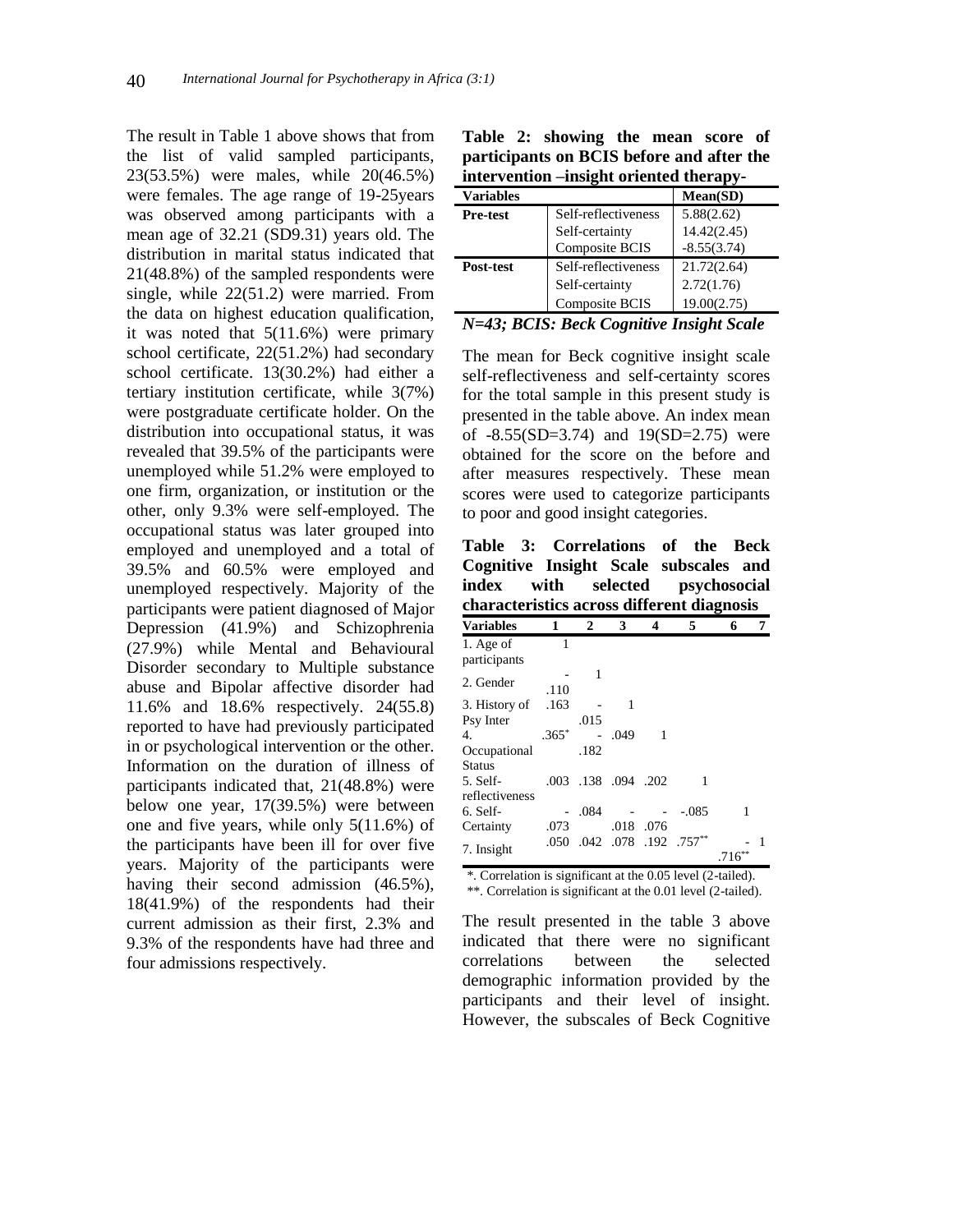The result in Table 1 above shows that from the list of valid sampled participants, 23(53.5%) were males, while 20(46.5%) were females. The age range of 19-25years was observed among participants with a mean age of 32.21 (SD9.31) years old. The distribution in marital status indicated that 21(48.8%) of the sampled respondents were single, while 22(51.2) were married. From the data on highest education qualification, it was noted that 5(11.6%) were primary school certificate, 22(51.2%) had secondary school certificate. 13(30.2%) had either a tertiary institution certificate, while 3(7%) were postgraduate certificate holder. On the distribution into occupational status, it was revealed that 39.5% of the participants were unemployed while 51.2% were employed to one firm, organization, or institution or the other, only 9.3% were self-employed. The occupational status was later grouped into employed and unemployed and a total of 39.5% and 60.5% were employed and unemployed respectively. Majority of the participants were patient diagnosed of Major Depression (41.9%) and Schizophrenia (27.9%) while Mental and Behavioural Disorder secondary to Multiple substance abuse and Bipolar affective disorder had 11.6% and 18.6% respectively. 24(55.8) reported to have had previously participated in or psychological intervention or the other. Information on the duration of illness of participants indicated that, 21(48.8%) were below one year, 17(39.5%) were between one and five years, while only 5(11.6%) of the participants have been ill for over five years. Majority of the participants were having their second admission (46.5%), 18(41.9%) of the respondents had their current admission as their first, 2.3% and 9.3% of the respondents have had three and four admissions respectively.

**Table 2: showing the mean score of participants on BCIS before and after the intervention –insight oriented therapy-**

| Variables | | Mean(SD) |
|---|---|---|
| **Pre-test** | Self-reflectiveness | 5.88(2.62) |
| | Self-certainty | 14.42(2.45) |
| | Composite BCIS | -8.55(3.74) |
| **Post-test** | Self-reflectiveness | 21.72(2.64) |
| | Self-certainty | 2.72(1.76) |
| | Composite BCIS | 19.00(2.75) |

***N=43; BCIS: Beck Cognitive Insight Scale***

The mean for Beck cognitive insight scale self-reflectiveness and self-certainty scores for the total sample in this present study is presented in the table above. An index mean of -8.55(SD=3.74) and 19(SD=2.75) were obtained for the score on the before and after measures respectively. These mean scores were used to categorize participants to poor and good insight categories.

**Table 3: Correlations of the Beck Cognitive Insight Scale subscales and index with selected psychosocial characteristics across different diagnosis**

| Variables | 1 | 2 | 3 | 4 | 5 | 6 | 7 |
|---|---|---|---|---|---|---|---|
| 1. Age of participants | 1 | | | | | | |
| 2. Gender | -.110 | 1 | | | | | |
| 3. History of Psy Inter | .163 | -.015 | 1 | | | | |
| 4. Occupational Status | .365* | -.182 | .049 | 1 | | | |
| 5. Self-reflectiveness | .003 | .138 | .094 | .202 | 1 | | |
| 6. Self-Certainty | -.073 | .084 | -.018 | -.076 | -.085 | 1 | |
| 7. Insight | .050 | .042 | .078 | .192 | .757** | -.716** | 1 |

*. Correlation is significant at the 0.05 level (2-tailed).
**. Correlation is significant at the 0.01 level (2-tailed).

The result presented in the table 3 above indicated that there were no significant correlations between the selected demographic information provided by the participants and their level of insight. However, the subscales of Beck Cognitive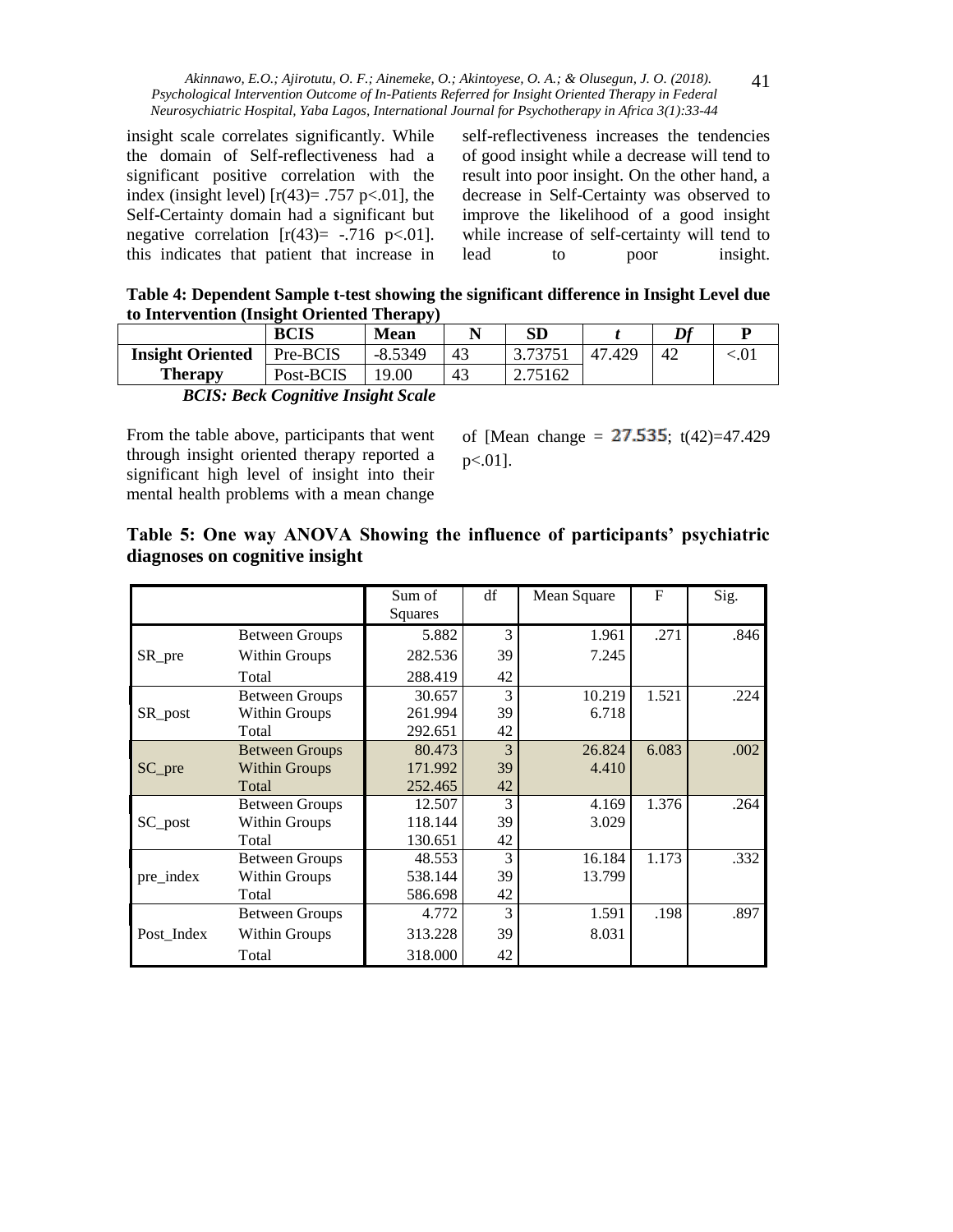insight scale correlates significantly. While the domain of Self-reflectiveness had a significant positive correlation with the index (insight level) [$r(43) = .757$ $p<.01$], the Self-Certainty domain had a significant but negative correlation [$r(43) = -.716$ $p<.01$]. this indicates that patient that increase in self-reflectiveness increases the tendencies of good insight while a decrease will tend to result into poor insight. On the other hand, a decrease in Self-Certainty was observed to improve the likelihood of a good insight while increase of self-certainty will tend to lead to poor insight.

**Table 4: Dependent Sample t-test showing the significant difference in Insight Level due to Intervention (Insight Oriented Therapy)**

| | BCIS | Mean | N | SD | *t* | *Df* | P |
|---|---|---|---|---|---|---|---|
| **Insight Oriented Therapy** | Pre-BCIS | -8.5349 | 43 | 3.73751 | 47.429 | 42 | <.01 |
| | Post-BCIS | 19.00 | 43 | 2.75162 | | | |

***BCIS: Beck Cognitive Insight Scale***

From the table above, participants that went through insight oriented therapy reported a significant high level of insight into their mental health problems with a mean change of [Mean change = 27.535; $t(42)=47.429$ $p<.01$].

**Table 5: One way ANOVA Showing the influence of participants' psychiatric diagnoses on cognitive insight**

| | | Sum of Squares | df | Mean Square | F | Sig. |
|---|---|---|---|---|---|---|
| SR_pre | Between Groups | 5.882 | 3 | 1.961 | .271 | .846 |
| | Within Groups | 282.536 | 39 | 7.245 | | |
| | Total | 288.419 | 42 | | | |
| SR_post | Between Groups | 30.657 | 3 | 10.219 | 1.521 | .224 |
| | Within Groups | 261.994 | 39 | 6.718 | | |
| | Total | 292.651 | 42 | | | |
| SC_pre | Between Groups | 80.473 | 3 | 26.824 | 6.083 | .002 |
| | Within Groups | 171.992 | 39 | 4.410 | | |
| | Total | 252.465 | 42 | | | |
| SC_post | Between Groups | 12.507 | 3 | 4.169 | 1.376 | .264 |
| | Within Groups | 118.144 | 39 | 3.029 | | |
| | Total | 130.651 | 42 | | | |
| pre_index | Between Groups | 48.553 | 3 | 16.184 | 1.173 | .332 |
| | Within Groups | 538.144 | 39 | 13.799 | | |
| | Total | 586.698 | 42 | | | |
| Post_Index | Between Groups | 4.772 | 3 | 1.591 | .198 | .897 |
| | Within Groups | 313.228 | 39 | 8.031 | | |
| | Total | 318.000 | 42 | | | |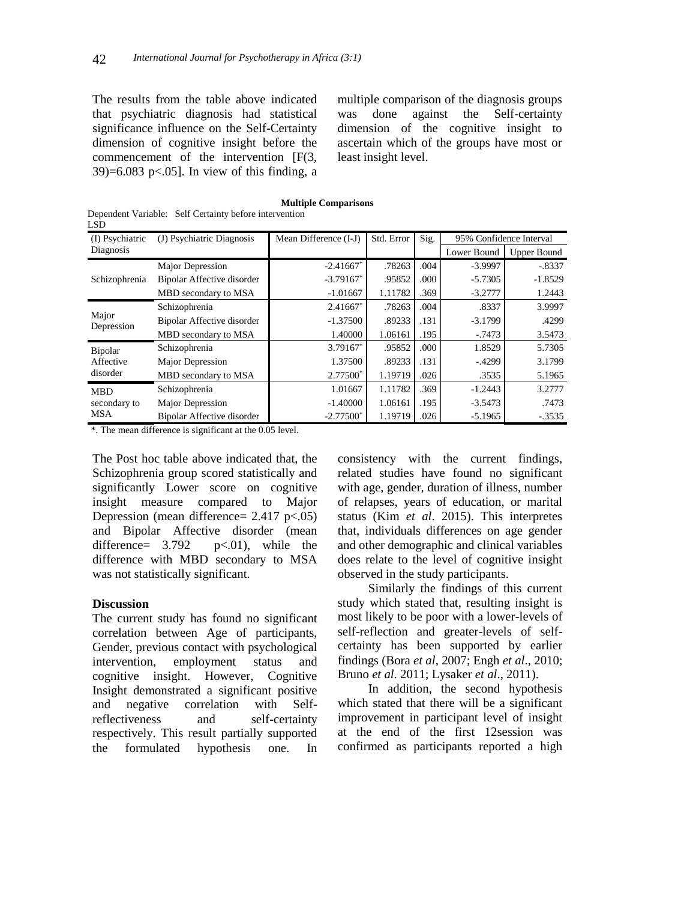The results from the table above indicated that psychiatric diagnosis had statistical significance influence on the Self-Certainty dimension of cognitive insight before the commencement of the intervention [$F(3, 39)=6.083$ $p<.05$]. In view of this finding, a multiple comparison of the diagnosis groups was done against the Self-certainty dimension of the cognitive insight to ascertain which of the groups have most or least insight level.

**Multiple Comparisons**

Dependent Variable: Self Certainty before intervention
LSD

| (I) Psychiatric Diagnosis | (J) Psychiatric Diagnosis | Mean Difference (I-J) | Std. Error | Sig. | 95% Confidence Interval | |
|---|---|---|---|---|---|---|
| | | | | | Lower Bound | Upper Bound |
| Schizophrenia | Major Depression | -2.41667* | .78263 | .004 | -3.9997 | -.8337 |
| | Bipolar Affective disorder | -3.79167* | .95852 | .000 | -5.7305 | -1.8529 |
| | MBD secondary to MSA | -1.01667 | 1.11782 | .369 | -3.2777 | 1.2443 |
| Major Depression | Schizophrenia | 2.41667* | .78263 | .004 | .8337 | 3.9997 |
| | Bipolar Affective disorder | -1.37500 | .89233 | .131 | -3.1799 | .4299 |
| | MBD secondary to MSA | 1.40000 | 1.06161 | .195 | -.7473 | 3.5473 |
| Bipolar Affective disorder | Schizophrenia | 3.79167* | .95852 | .000 | 1.8529 | 5.7305 |
| | Major Depression | 1.37500 | .89233 | .131 | -.4299 | 3.1799 |
| | MBD secondary to MSA | 2.77500* | 1.19719 | .026 | .3535 | 5.1965 |
| MBD secondary to MSA | Schizophrenia | 1.01667 | 1.11782 | .369 | -1.2443 | 3.2777 |
| | Major Depression | -1.40000 | 1.06161 | .195 | -3.5473 | .7473 |
| | Bipolar Affective disorder | -2.77500* | 1.19719 | .026 | -5.1965 | -.3535 |

*. The mean difference is significant at the 0.05 level.

The Post hoc table above indicated that, the Schizophrenia group scored statistically and significantly Lower score on cognitive insight measure compared to Major Depression (mean difference= 2.417 $p<.05$) and Bipolar Affective disorder (mean difference= 3.792 $p<.01$), while the difference with MBD secondary to MSA was not statistically significant.

### Discussion

The current study has found no significant correlation between Age of participants, Gender, previous contact with psychological intervention, employment status and cognitive insight. However, Cognitive Insight demonstrated a significant positive and negative correlation with Self-reflectiveness and self-certainty respectively. This result partially supported the formulated hypothesis one. In consistency with the current findings, related studies have found no significant with age, gender, duration of illness, number of relapses, years of education, or marital status (Kim *et al*. 2015). This interpretes that, individuals differences on age gender and other demographic and clinical variables does relate to the level of cognitive insight observed in the study participants.

Similarly the findings of this current study which stated that, resulting insight is most likely to be poor with a lower-levels of self-reflection and greater-levels of self-certainty has been supported by earlier findings (Bora *et al*, 2007; Engh *et al*., 2010; Bruno *et al*. 2011; Lysaker *et al*., 2011).

In addition, the second hypothesis which stated that there will be a significant improvement in participant level of insight at the end of the first 12session was confirmed as participants reported a high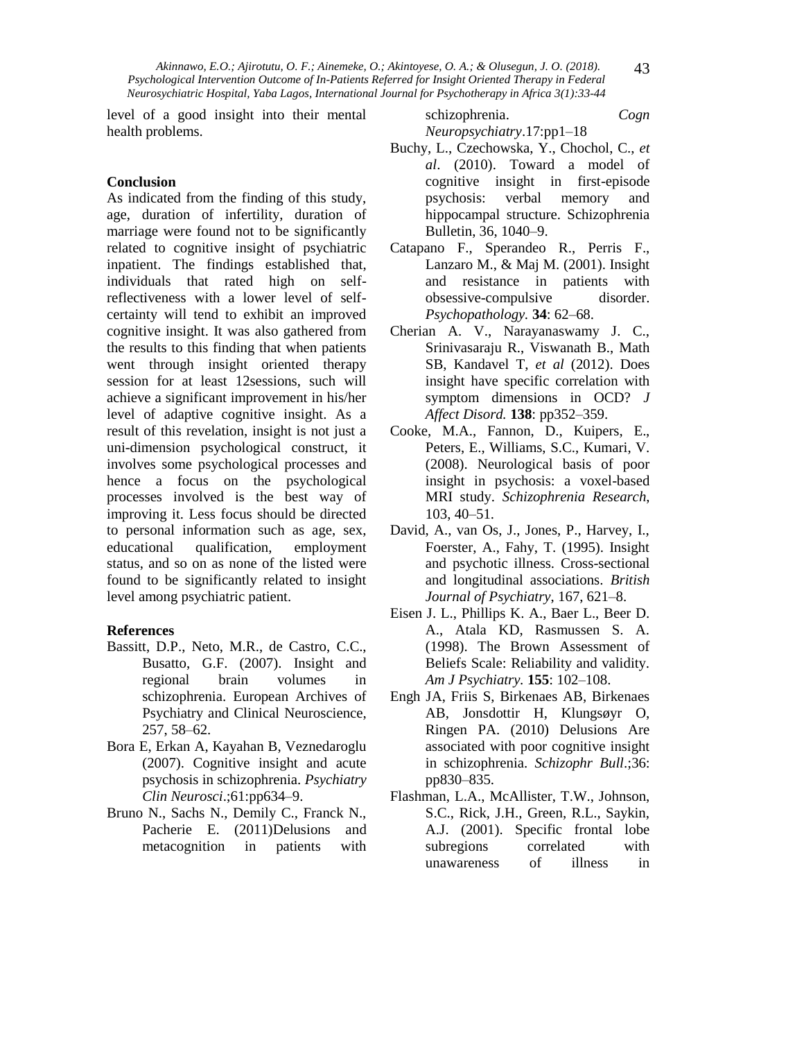level of a good insight into their mental health problems.

## Conclusion

As indicated from the finding of this study, age, duration of infertility, duration of marriage were found not to be significantly related to cognitive insight of psychiatric inpatient. The findings established that, individuals that rated high on self-reflectiveness with a lower level of self-certainty will tend to exhibit an improved cognitive insight. It was also gathered from the results to this finding that when patients went through insight oriented therapy session for at least 12sessions, such will achieve a significant improvement in his/her level of adaptive cognitive insight. As a result of this revelation, insight is not just a uni-dimension psychological construct, it involves some psychological processes and hence a focus on the psychological processes involved is the best way of improving it. Less focus should be directed to personal information such as age, sex, educational qualification, employment status, and so on as none of the listed were found to be significantly related to insight level among psychiatric patient.

## References

Bassitt, D.P., Neto, M.R., de Castro, C.C., Busatto, G.F. (2007). Insight and regional brain volumes in schizophrenia. European Archives of Psychiatry and Clinical Neuroscience, 257, 58–62.

Bora E, Erkan A, Kayahan B, Veznedaroglu (2007). Cognitive insight and acute psychosis in schizophrenia. *Psychiatry Clin Neurosci*.;61:pp634–9.

Bruno N., Sachs N., Demily C., Franck N., Pacherie E. (2011)Delusions and metacognition in patients with schizophrenia. *Cogn Neuropsychiatry*.17:pp1–18

Buchy, L., Czechowska, Y., Chochol, C., *et al*. (2010). Toward a model of cognitive insight in first-episode psychosis: verbal memory and hippocampal structure. Schizophrenia Bulletin, 36, 1040–9.

Catapano F., Sperandeo R., Perris F., Lanzaro M., & Maj M. (2001). Insight and resistance in patients with obsessive-compulsive disorder. *Psychopathology.* **34**: 62–68.

Cherian A. V., Narayanaswamy J. C., Srinivasaraju R., Viswanath B., Math SB, Kandavel T, *et al* (2012). Does insight have specific correlation with symptom dimensions in OCD? *J Affect Disord.* **138**: pp352–359.

Cooke, M.A., Fannon, D., Kuipers, E., Peters, E., Williams, S.C., Kumari, V. (2008). Neurological basis of poor insight in psychosis: a voxel-based MRI study. *Schizophrenia Research*, 103, 40–51.

David, A., van Os, J., Jones, P., Harvey, I., Foerster, A., Fahy, T. (1995). Insight and psychotic illness. Cross-sectional and longitudinal associations. *British Journal of Psychiatry*, 167, 621–8.

Eisen J. L., Phillips K. A., Baer L., Beer D. A., Atala KD, Rasmussen S. A. (1998). The Brown Assessment of Beliefs Scale: Reliability and validity. *Am J Psychiatry.* **155**: 102–108.

Engh JA, Friis S, Birkenaes AB, Birkenaes AB, Jonsdottir H, Klungsøyr O, Ringen PA. (2010) Delusions Are associated with poor cognitive insight in schizophrenia. *Schizophr Bull*.;36: pp830–835.

Flashman, L.A., McAllister, T.W., Johnson, S.C., Rick, J.H., Green, R.L., Saykin, A.J. (2001). Specific frontal lobe subregions correlated with unawareness of illness in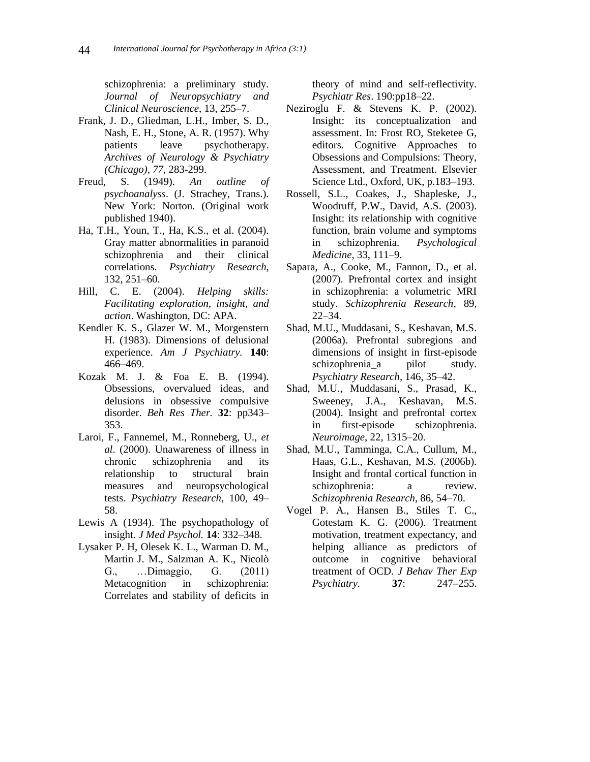schizophrenia: a preliminary study. *Journal of Neuropsychiatry and Clinical Neuroscience*, 13, 255–7.

Frank, J. D., Gliedman, L.H., Imber, S. D., Nash, E. H., Stone, A. R. (1957). Why patients leave psychotherapy. *Archives of Neurology & Psychiatry (Chicago)*, *77*, 283-299.

Freud, S. (1949). *An outline of psychoanalyss*. (J. Strachey, Trans.). New York: Norton. (Original work published 1940).

Ha, T.H., Youn, T., Ha, K.S., et al. (2004). Gray matter abnormalities in paranoid schizophrenia and their clinical correlations. *Psychiatry Research*, 132, 251–60.

Hill, C. E. (2004). *Helping skills: Facilitating exploration, insight, and action*. Washington, DC: APA.

Kendler K. S., Glazer W. M., Morgenstern H. (1983). Dimensions of delusional experience. *Am J Psychiatry.* **140**: 466–469.

Kozak M. J. & Foa E. B. (1994). Obsessions, overvalued ideas, and delusions in obsessive compulsive disorder. *Beh Res Ther.* **32**: pp343–353.

Laroi, F., Fannemel, M., Ronneberg, U., *et al*. (2000). Unawareness of illness in chronic schizophrenia and its relationship to structural brain measures and neuropsychological tests. *Psychiatry Research*, 100, 49–58.

Lewis A (1934). The psychopathology of insight. *J Med Psychol.* **14**: 332–348.

Lysaker P. H, Olesek K. L., Warman D. M., Martin J. M., Salzman A. K., Nicolò G., …Dimaggio, G. (2011) Metacognition in schizophrenia: Correlates and stability of deficits in theory of mind and self-reflectivity. *Psychiatr Res*. 190:pp18–22.

Neziroglu F. & Stevens K. P. (2002). Insight: its conceptualization and assessment. In: Frost RO, Steketee G, editors. Cognitive Approaches to Obsessions and Compulsions: Theory, Assessment, and Treatment. Elsevier Science Ltd., Oxford, UK, p.183–193.

Rossell, S.L., Coakes, J., Shapleske, J., Woodruff, P.W., David, A.S. (2003). Insight: its relationship with cognitive function, brain volume and symptoms in schizophrenia. *Psychological Medicine*, 33, 111–9.

Sapara, A., Cooke, M., Fannon, D., et al. (2007). Prefrontal cortex and insight in schizophrenia: a volumetric MRI study. *Schizophrenia Research*, 89, 22–34.

Shad, M.U., Muddasani, S., Keshavan, M.S. (2006a). Prefrontal subregions and dimensions of insight in first-episode schizophrenia_a pilot study. *Psychiatry Research*, 146, 35–42.

Shad, M.U., Muddasani, S., Prasad, K., Sweeney, J.A., Keshavan, M.S. (2004). Insight and prefrontal cortex in first-episode schizophrenia. *Neuroimage*, 22, 1315–20.

Shad, M.U., Tamminga, C.A., Cullum, M., Haas, G.L., Keshavan, M.S. (2006b). Insight and frontal cortical function in schizophrenia: a review. *Schizophrenia Research*, 86, 54–70.

Vogel P. A., Hansen B., Stiles T. C., Gotestam K. G. (2006). Treatment motivation, treatment expectancy, and helping alliance as predictors of outcome in cognitive behavioral treatment of OCD. *J Behav Ther Exp Psychiatry.* **37**: 247–255.